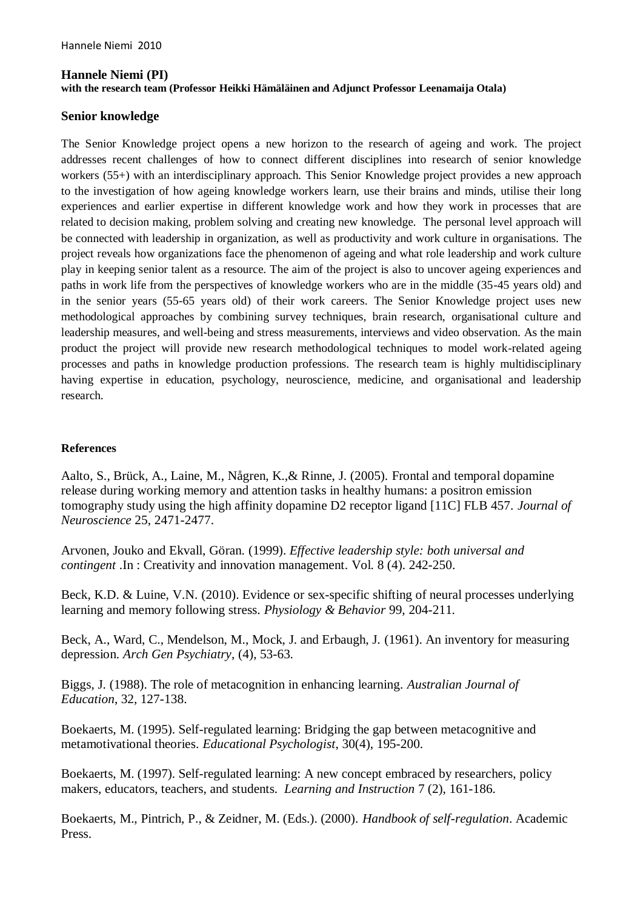**Hannele Niemi (PI)**
**with the research team (Professor Heikki Hämäläinen and Adjunct Professor Leenamaija Otala)**

## Senior knowledge

The Senior Knowledge project opens a new horizon to the research of ageing and work. The project addresses recent challenges of how to connect different disciplines into research of senior knowledge workers (55+) with an interdisciplinary approach. This Senior Knowledge project provides a new approach to the investigation of how ageing knowledge workers learn, use their brains and minds, utilise their long experiences and earlier expertise in different knowledge work and how they work in processes that are related to decision making, problem solving and creating new knowledge. The personal level approach will be connected with leadership in organization, as well as productivity and work culture in organisations. The project reveals how organizations face the phenomenon of ageing and what role leadership and work culture play in keeping senior talent as a resource. The aim of the project is also to uncover ageing experiences and paths in work life from the perspectives of knowledge workers who are in the middle (35-45 years old) and in the senior years (55-65 years old) of their work careers. The Senior Knowledge project uses new methodological approaches by combining survey techniques, brain research, organisational culture and leadership measures, and well-being and stress measurements, interviews and video observation. As the main product the project will provide new research methodological techniques to model work-related ageing processes and paths in knowledge production professions. The research team is highly multidisciplinary having expertise in education, psychology, neuroscience, medicine, and organisational and leadership research.

**References**

Aalto, S., Brück, A., Laine, M., Någren, K.,& Rinne, J. (2005). Frontal and temporal dopamine release during working memory and attention tasks in healthy humans: a positron emission tomography study using the high affinity dopamine D2 receptor ligand [11C] FLB 457. *Journal of Neuroscience* 25, 2471-2477.

Arvonen, Jouko and Ekvall, Göran. (1999). *Effective leadership style: both universal and contingent* .In : Creativity and innovation management. Vol. 8 (4). 242-250.

Beck, K.D. & Luine, V.N. (2010). Evidence or sex-specific shifting of neural processes underlying learning and memory following stress. *Physiology & Behavior* 99, 204-211.

Beck, A., Ward, C., Mendelson, M., Mock, J. and Erbaugh, J. (1961). An inventory for measuring depression. *Arch Gen Psychiatry*, (4), 53-63.

Biggs, J. (1988). The role of metacognition in enhancing learning. *Australian Journal of Education*, 32, 127-138.

Boekaerts, M. (1995). Self-regulated learning: Bridging the gap between metacognitive and metamotivational theories. *Educational Psychologist*, 30(4), 195-200.

Boekaerts, M. (1997). Self-regulated learning: A new concept embraced by researchers, policy makers, educators, teachers, and students. *Learning and Instruction* 7 (2), 161-186.

Boekaerts, M., Pintrich, P., & Zeidner, M. (Eds.). (2000). *Handbook of self-regulation*. Academic Press.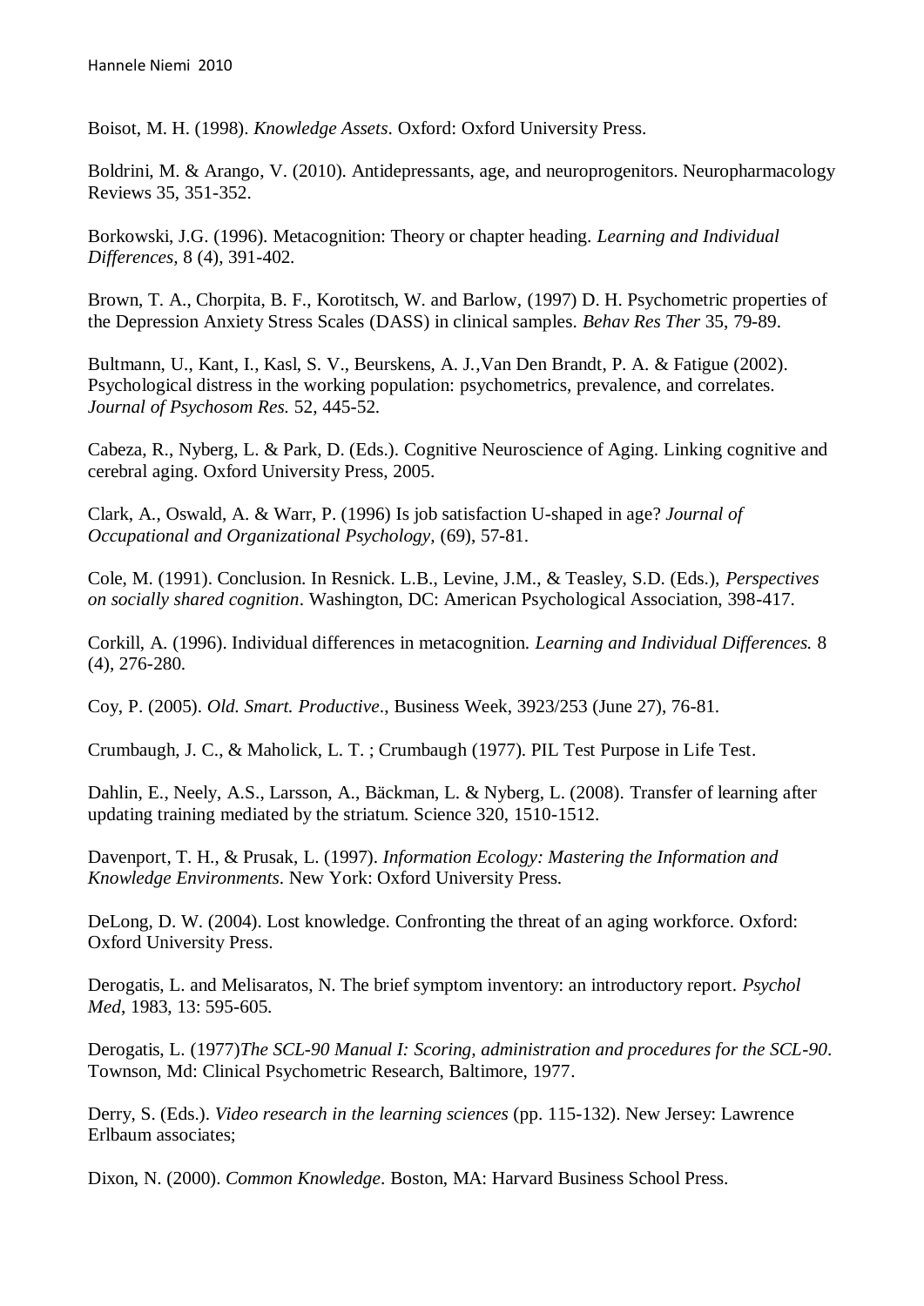Boisot, M. H. (1998). *Knowledge Assets*. Oxford: Oxford University Press.

Boldrini, M. & Arango, V. (2010). Antidepressants, age, and neuroprogenitors. Neuropharmacology Reviews 35, 351-352.

Borkowski, J.G. (1996). Metacognition: Theory or chapter heading. *Learning and Individual Differences,* 8 (4), 391-402.

Brown, T. A., Chorpita, B. F., Korotitsch, W. and Barlow, (1997) D. H. Psychometric properties of the Depression Anxiety Stress Scales (DASS) in clinical samples. *Behav Res Ther* 35, 79-89.

Bultmann, U., Kant, I., Kasl, S. V., Beurskens, A. J.,Van Den Brandt, P. A. & Fatigue (2002). Psychological distress in the working population: psychometrics, prevalence, and correlates. *Journal of Psychosom Res.* 52, 445-52.

Cabeza, R., Nyberg, L. & Park, D. (Eds.). Cognitive Neuroscience of Aging. Linking cognitive and cerebral aging. Oxford University Press, 2005.

Clark, A., Oswald, A. & Warr, P. (1996) Is job satisfaction U-shaped in age? *Journal of Occupational and Organizational Psychology,* (69), 57-81.

Cole, M. (1991). Conclusion. In Resnick. L.B., Levine, J.M., & Teasley, S.D. (Eds.), *Perspectives on socially shared cognition*. Washington, DC: American Psychological Association, 398-417.

Corkill, A. (1996). Individual differences in metacognition. *Learning and Individual Differences.* 8 (4), 276-280.

Coy, P. (2005). *Old. Smart. Productive*., Business Week, 3923/253 (June 27), 76-81.

Crumbaugh, J. C., & Maholick, L. T. ; Crumbaugh (1977). PIL Test Purpose in Life Test.

Dahlin, E., Neely, A.S., Larsson, A., Bäckman, L. & Nyberg, L. (2008). Transfer of learning after updating training mediated by the striatum. Science 320, 1510-1512.

Davenport, T. H., & Prusak, L. (1997). *Information Ecology: Mastering the Information and Knowledge Environments*. New York: Oxford University Press.

DeLong, D. W. (2004). Lost knowledge. Confronting the threat of an aging workforce. Oxford: Oxford University Press.

Derogatis, L. and Melisaratos, N. The brief symptom inventory: an introductory report. *Psychol Med*, 1983, 13: 595-605.

Derogatis, L. (1977)*The SCL-90 Manual I: Scoring, administration and procedures for the SCL-90*. Townson, Md: Clinical Psychometric Research, Baltimore, 1977.

Derry, S. (Eds.). *Video research in the learning sciences* (pp. 115-132). New Jersey: Lawrence Erlbaum associates;

Dixon, N. (2000). *Common Knowledge*. Boston, MA: Harvard Business School Press.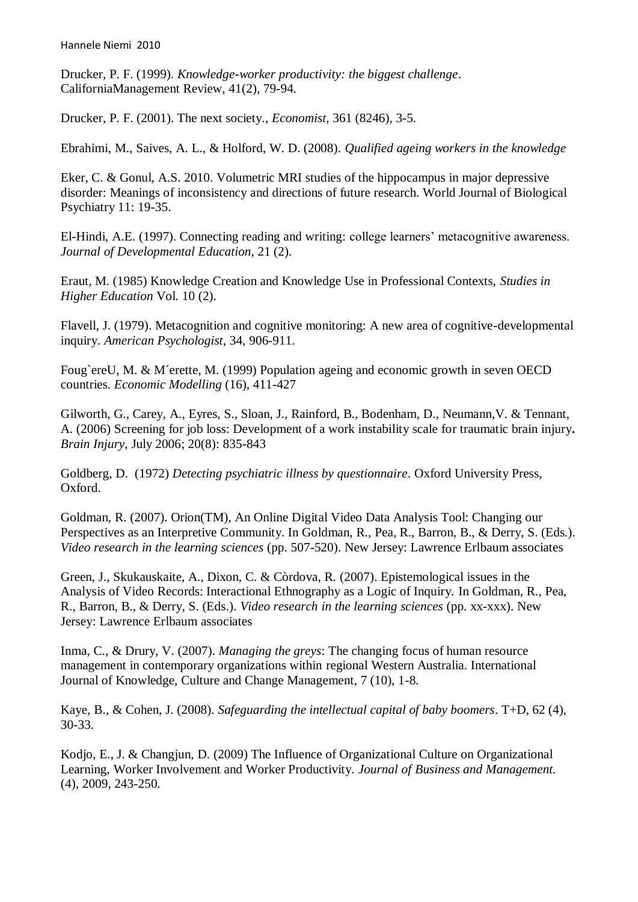Drucker, P. F. (1999). *Knowledge-worker productivity: the biggest challenge*. CaliforniaManagement Review, 41(2), 79-94.

Drucker, P. F. (2001). The next society., *Economist*, 361 (8246), 3-5.

Ebrahimi, M., Saives, A. L., & Holford, W. D. (2008). *Qualified ageing workers in the knowledge*

Eker, C. & Gonul, A.S. 2010. Volumetric MRI studies of the hippocampus in major depressive disorder: Meanings of inconsistency and directions of future research. World Journal of Biological Psychiatry 11: 19-35.

El-Hindi, A.E. (1997). Connecting reading and writing: college learners' metacognitive awareness. *Journal of Developmental Education*, 21 (2).

Eraut, M. (1985) Knowledge Creation and Knowledge Use in Professional Contexts, *Studies in Higher Education* Vol. 10 (2).

Flavell, J. (1979). Metacognition and cognitive monitoring: A new area of cognitive-developmental inquiry. *American Psychologist*, 34, 906-911.

Foug`ereU, M. & M´erette, M. (1999) Population ageing and economic growth in seven OECD countries. *Economic Modelling* (16), 411-427

Gilworth, G., Carey, A., Eyres, S., Sloan, J., Rainford, B., Bodenham, D., Neumann,V. & Tennant, A. (2006) Screening for job loss: Development of a work instability scale for traumatic brain injury**.** *Brain Injury*, July 2006; 20(8): 835-843

Goldberg, D. (1972) *Detecting psychiatric illness by questionnaire*. Oxford University Press, Oxford.

Goldman, R. (2007). Orion(TM), An Online Digital Video Data Analysis Tool: Changing our Perspectives as an Interpretive Community. In Goldman, R., Pea, R., Barron, B., & Derry, S. (Eds.). *Video research in the learning sciences* (pp. 507-520). New Jersey: Lawrence Erlbaum associates

Green, J., Skukauskaite, A., Dixon, C. & Còrdova, R. (2007). Epistemological issues in the Analysis of Video Records: Interactional Ethnography as a Logic of Inquiry. In Goldman, R., Pea, R., Barron, B., & Derry, S. (Eds.). *Video research in the learning sciences* (pp. xx-xxx). New Jersey: Lawrence Erlbaum associates

Inma, C., & Drury, V. (2007). *Managing the greys*: The changing focus of human resource management in contemporary organizations within regional Western Australia. International Journal of Knowledge, Culture and Change Management, 7 (10), 1-8.

Kaye, B., & Cohen, J. (2008). *Safeguarding the intellectual capital of baby boomers*. T+D, 62 (4), 30-33.

Kodjo, E., J. & Changjun, D. (2009) The Influence of Organizational Culture on Organizational Learning, Worker Involvement and Worker Productivity. *Journal of Business and Management.* (4), 2009, 243-250.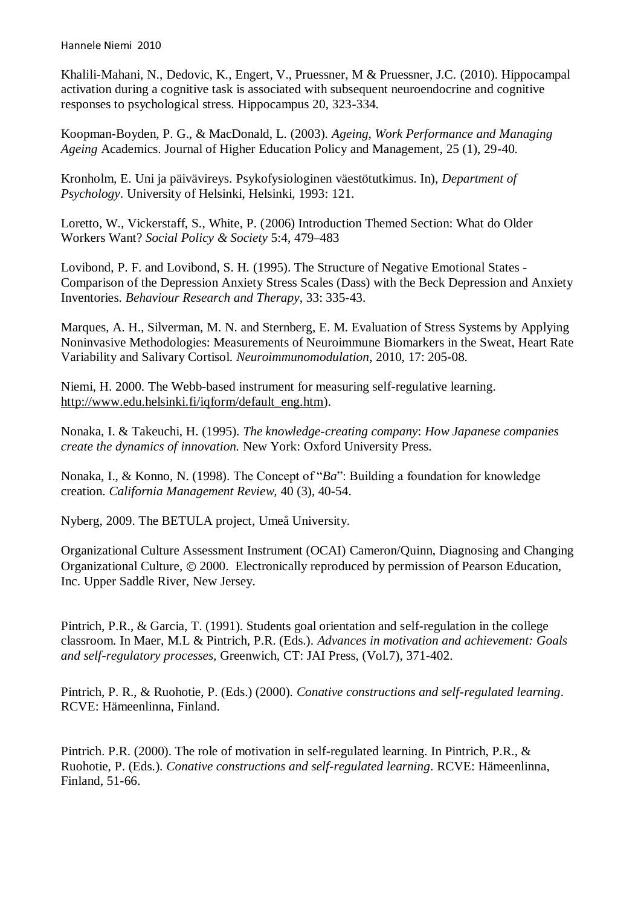Khalili-Mahani, N., Dedovic, K., Engert, V., Pruessner, M & Pruessner, J.C. (2010). Hippocampal activation during a cognitive task is associated with subsequent neuroendocrine and cognitive responses to psychological stress. Hippocampus 20, 323-334.

Koopman-Boyden, P. G., & MacDonald, L. (2003). *Ageing, Work Performance and Managing Ageing* Academics. Journal of Higher Education Policy and Management, 25 (1), 29-40.

Kronholm, E. Uni ja päivävireys. Psykofysiologinen väestötutkimus. In), *Department of Psychology*. University of Helsinki, Helsinki, 1993: 121.

Loretto, W., Vickerstaff, S., White, P. (2006) Introduction Themed Section: What do Older Workers Want? *Social Policy & Society* 5:4, 479–483

Lovibond, P. F. and Lovibond, S. H. (1995). The Structure of Negative Emotional States - Comparison of the Depression Anxiety Stress Scales (Dass) with the Beck Depression and Anxiety Inventories. *Behaviour Research and Therapy*, 33: 335-43.

Marques, A. H., Silverman, M. N. and Sternberg, E. M. Evaluation of Stress Systems by Applying Noninvasive Methodologies: Measurements of Neuroimmune Biomarkers in the Sweat, Heart Rate Variability and Salivary Cortisol. *Neuroimmunomodulation*, 2010, 17: 205-08.

Niemi, H. 2000. The Webb-based instrument for measuring self-regulative learning. http://www.edu.helsinki.fi/iqform/default_eng.htm).

Nonaka, I. & Takeuchi, H. (1995). *The knowledge-creating company*: *How Japanese companies create the dynamics of innovation.* New York: Oxford University Press.

Nonaka, I., & Konno, N. (1998). The Concept of "*Ba*": Building a foundation for knowledge creation. *California Management Review,* 40 (3), 40-54.

Nyberg, 2009. The BETULA project, Umeå University.

Organizational Culture Assessment Instrument (OCAI) Cameron/Quinn, Diagnosing and Changing Organizational Culture, © 2000. Electronically reproduced by permission of Pearson Education, Inc. Upper Saddle River, New Jersey.

Pintrich, P.R., & Garcia, T. (1991). Students goal orientation and self-regulation in the college classroom. In Maer, M.L & Pintrich, P.R. (Eds.). *Advances in motivation and achievement: Goals and self-regulatory processes,* Greenwich, CT: JAI Press, (Vol.7), 371-402.

Pintrich, P. R., & Ruohotie, P. (Eds.) (2000). *Conative constructions and self-regulated learning*. RCVE: Hämeenlinna, Finland.

Pintrich. P.R. (2000). The role of motivation in self-regulated learning. In Pintrich, P.R., & Ruohotie, P. (Eds.). *Conative constructions and self-regulated learning*. RCVE: Hämeenlinna, Finland, 51-66.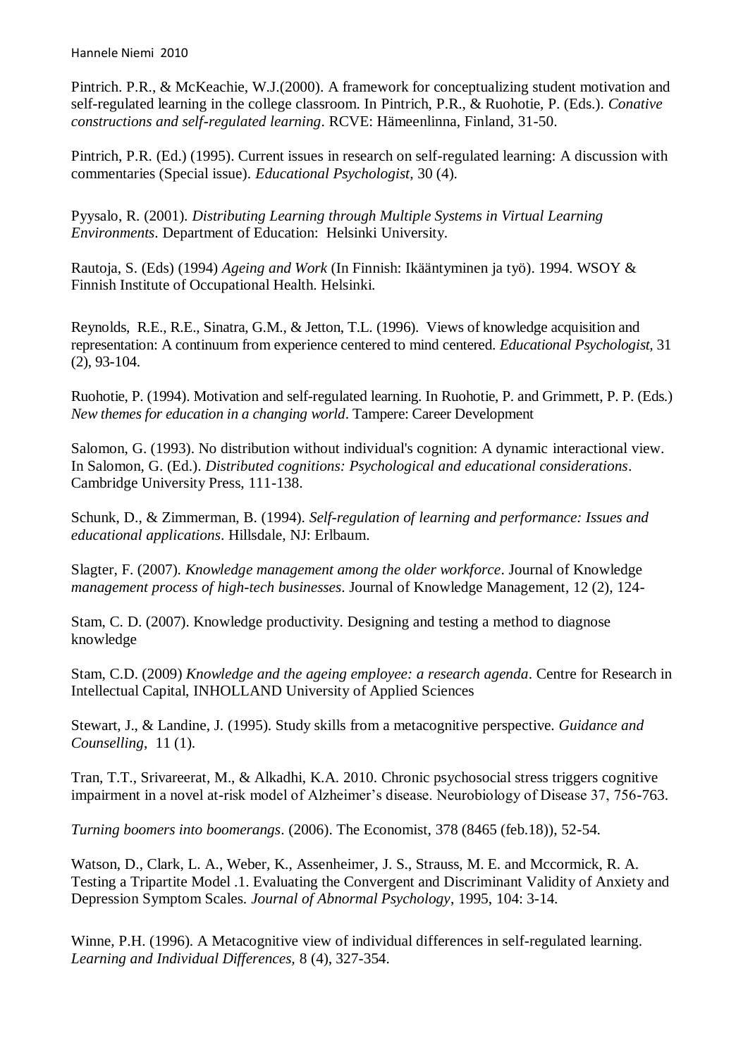Pintrich. P.R., & McKeachie, W.J.(2000). A framework for conceptualizing student motivation and self-regulated learning in the college classroom. In Pintrich, P.R., & Ruohotie, P. (Eds.). *Conative constructions and self-regulated learning*. RCVE: Hämeenlinna, Finland, 31-50.

Pintrich, P.R. (Ed.) (1995). Current issues in research on self-regulated learning: A discussion with commentaries (Special issue). *Educational Psychologist*, 30 (4).

Pyysalo, R. (2001). *Distributing Learning through Multiple Systems in Virtual Learning Environments*. Department of Education: Helsinki University.

Rautoja, S. (Eds) (1994) *Ageing and Work* (In Finnish: Ikääntyminen ja työ). 1994. WSOY & Finnish Institute of Occupational Health. Helsinki.

Reynolds, R.E., R.E., Sinatra, G.M., & Jetton, T.L. (1996). Views of knowledge acquisition and representation: A continuum from experience centered to mind centered. *Educational Psychologist*, 31 (2), 93-104.

Ruohotie, P. (1994). Motivation and self-regulated learning. In Ruohotie, P. and Grimmett, P. P. (Eds.) *New themes for education in a changing world*. Tampere: Career Development

Salomon, G. (1993). No distribution without individual's cognition: A dynamic interactional view. In Salomon, G. (Ed.). *Distributed cognitions: Psychological and educational considerations*. Cambridge University Press, 111-138.

Schunk, D., & Zimmerman, B. (1994). *Self-regulation of learning and performance: Issues and educational applications*. Hillsdale, NJ: Erlbaum.

Slagter, F. (2007). *Knowledge management among the older workforce*. Journal of Knowledge *management process of high-tech businesses*. Journal of Knowledge Management, 12 (2), 124-

Stam, C. D. (2007). Knowledge productivity. Designing and testing a method to diagnose knowledge

Stam, C.D. (2009) *Knowledge and the ageing employee: a research agenda*. Centre for Research in Intellectual Capital, INHOLLAND University of Applied Sciences

Stewart, J., & Landine, J. (1995). Study skills from a metacognitive perspective. *Guidance and Counselling*, 11 (1).

Tran, T.T., Srivareerat, M., & Alkadhi, K.A. 2010. Chronic psychosocial stress triggers cognitive impairment in a novel at-risk model of Alzheimer's disease. Neurobiology of Disease 37, 756-763.

*Turning boomers into boomerangs*. (2006). The Economist, 378 (8465 (feb.18)), 52-54.

Watson, D., Clark, L. A., Weber, K., Assenheimer, J. S., Strauss, M. E. and Mccormick, R. A. Testing a Tripartite Model .1. Evaluating the Convergent and Discriminant Validity of Anxiety and Depression Symptom Scales. *Journal of Abnormal Psychology*, 1995, 104: 3-14.

Winne, P.H. (1996). A Metacognitive view of individual differences in self-regulated learning. *Learning and Individual Differences*, 8 (4), 327-354.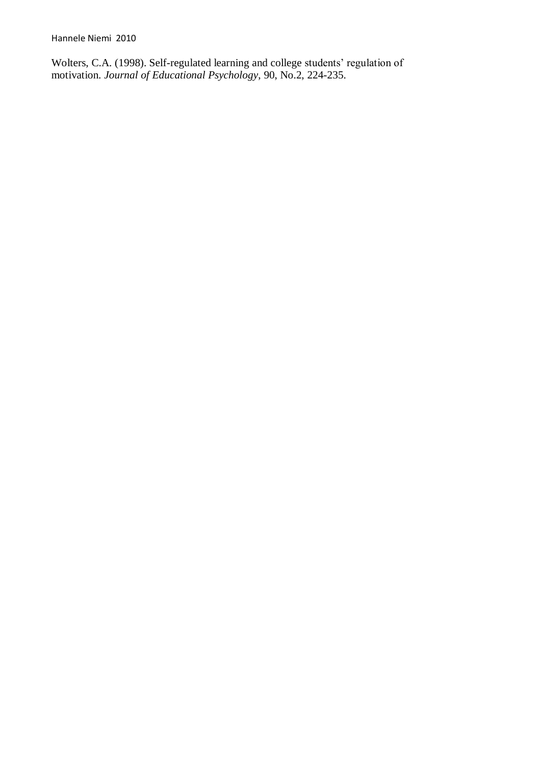Wolters, C.A. (1998). Self-regulated learning and college students' regulation of motivation. *Journal of Educational Psychology*, 90, No.2, 224-235.